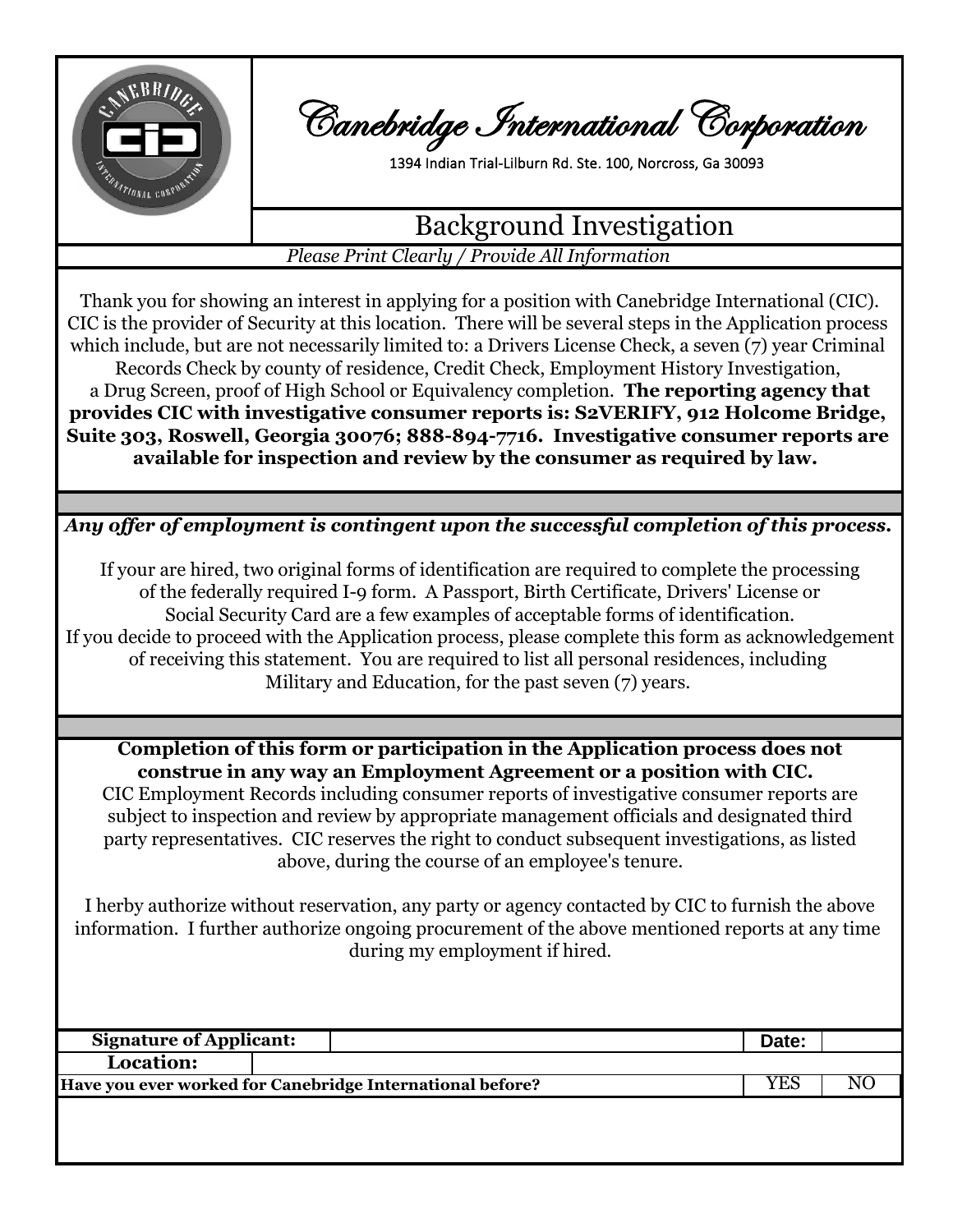# Canebridge International Corporation

1394 Indian Trial-Lilburn Rd. Ste. 100, Norcross, Ga 30093

## Background Investigation

*Please Print Clearly / Provide All Information*

Thank you for showing an interest in applying for a position with Canebridge International (CIC). CIC is the provider of Security at this location. There will be several steps in the Application process which include, but are not necessarily limited to: a Drivers License Check, a seven (7) year Criminal Records Check by county of residence, Credit Check, Employment History Investigation, a Drug Screen, proof of High School or Equivalency completion. **The reporting agency that provides CIC with investigative consumer reports is: S2VERIFY, 912 Holcome Bridge, Suite 303, Roswell, Georgia 30076; 888-894-7716. Investigative consumer reports are available for inspection and review by the consumer as required by law.**

***Any offer of employment is contingent upon the successful completion of this process.***

If your are hired, two original forms of identification are required to complete the processing of the federally required I-9 form. A Passport, Birth Certificate, Drivers' License or Social Security Card are a few examples of acceptable forms of identification. If you decide to proceed with the Application process, please complete this form as acknowledgement of receiving this statement. You are required to list all personal residences, including Military and Education, for the past seven (7) years.

**Completion of this form or participation in the Application process does not construe in any way an Employment Agreement or a position with CIC.**
CIC Employment Records including consumer reports of investigative consumer reports are subject to inspection and review by appropriate management officials and designated third party representatives. CIC reserves the right to conduct subsequent investigations, as listed above, during the course of an employee's tenure.

I herby authorize without reservation, any party or agency contacted by CIC to furnish the above information. I further authorize ongoing procurement of the above mentioned reports at any time during my employment if hired.

| **Signature of Applicant:** | | **Date:** | |
|---|---|---|---|
| **Location:** | | | |
| **Have you ever worked for Canebridge International before?** | | YES | NO |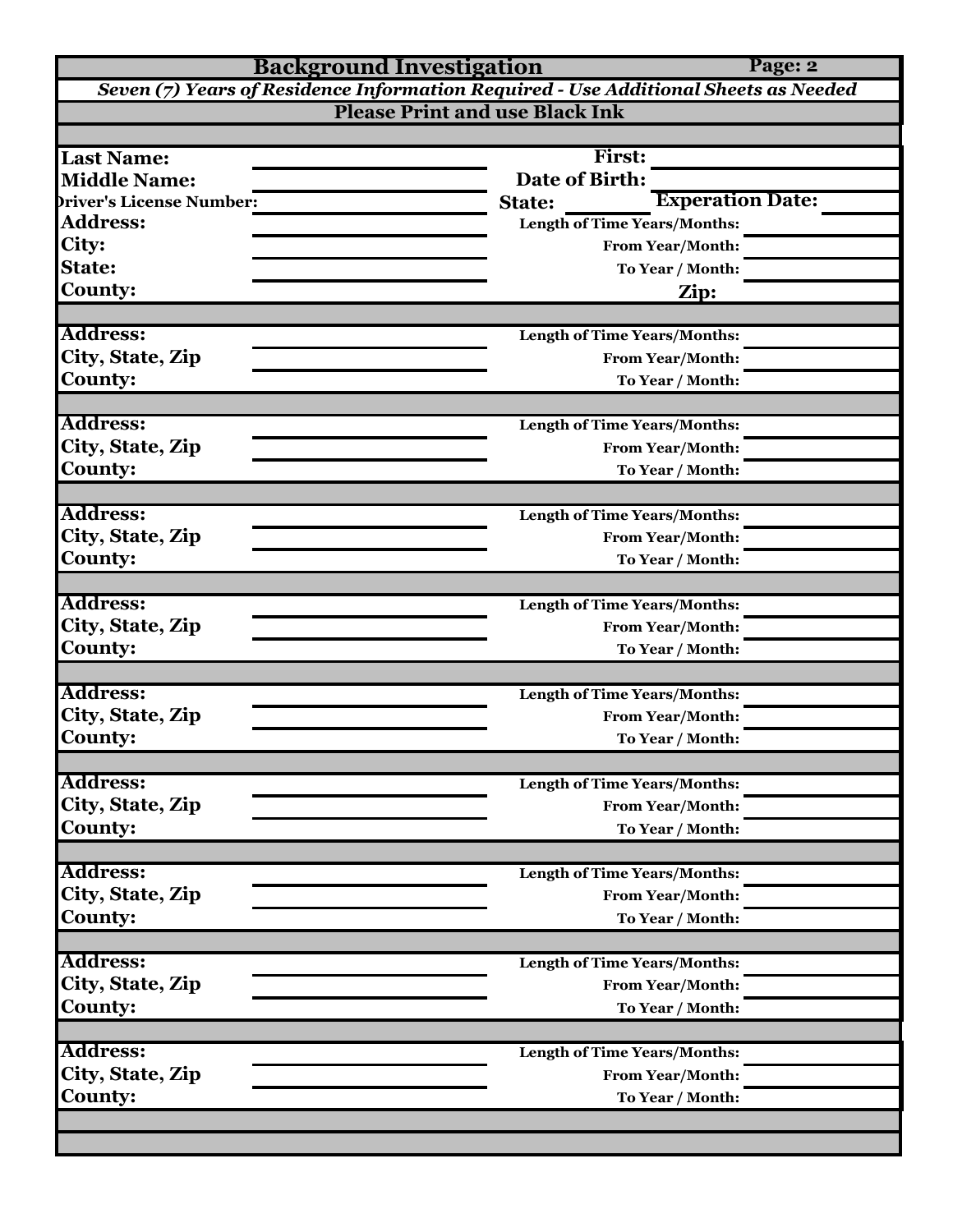# Background Investigation

Page: 2

***Seven (7) Years of Residence Information Required - Use Additional Sheets as Needed***

**Please Print and use Black Ink**

| | | | |
|---|---|---|---|
| **Last Name:** | | **First:** | |
| **Middle Name:** | | **Date of Birth:** | |
| **Driver's License Number:** | | **State:** | **Experation Date:** |
| **Address:** | | **Length of Time Years/Months:** | |
| **City:** | | **From Year/Month:** | |
| **State:** | | **To Year / Month:** | |
| **County:** | | **Zip:** | |

| | | | |
|---|---|---|---|
| **Address:** | | **Length of Time Years/Months:** | |
| **City, State, Zip** | | **From Year/Month:** | |
| **County:** | | **To Year / Month:** | |

| | | | |
|---|---|---|---|
| **Address:** | | **Length of Time Years/Months:** | |
| **City, State, Zip** | | **From Year/Month:** | |
| **County:** | | **To Year / Month:** | |

| | | | |
|---|---|---|---|
| **Address:** | | **Length of Time Years/Months:** | |
| **City, State, Zip** | | **From Year/Month:** | |
| **County:** | | **To Year / Month:** | |

| | | | |
|---|---|---|---|
| **Address:** | | **Length of Time Years/Months:** | |
| **City, State, Zip** | | **From Year/Month:** | |
| **County:** | | **To Year / Month:** | |

| | | | |
|---|---|---|---|
| **Address:** | | **Length of Time Years/Months:** | |
| **City, State, Zip** | | **From Year/Month:** | |
| **County:** | | **To Year / Month:** | |

| | | | |
|---|---|---|---|
| **Address:** | | **Length of Time Years/Months:** | |
| **City, State, Zip** | | **From Year/Month:** | |
| **County:** | | **To Year / Month:** | |

| | | | |
|---|---|---|---|
| **Address:** | | **Length of Time Years/Months:** | |
| **City, State, Zip** | | **From Year/Month:** | |
| **County:** | | **To Year / Month:** | |

| | | | |
|---|---|---|---|
| **Address:** | | **Length of Time Years/Months:** | |
| **City, State, Zip** | | **From Year/Month:** | |
| **County:** | | **To Year / Month:** | |

| | | | |
|---|---|---|---|
| **Address:** | | **Length of Time Years/Months:** | |
| **City, State, Zip** | | **From Year/Month:** | |
| **County:** | | **To Year / Month:** | |